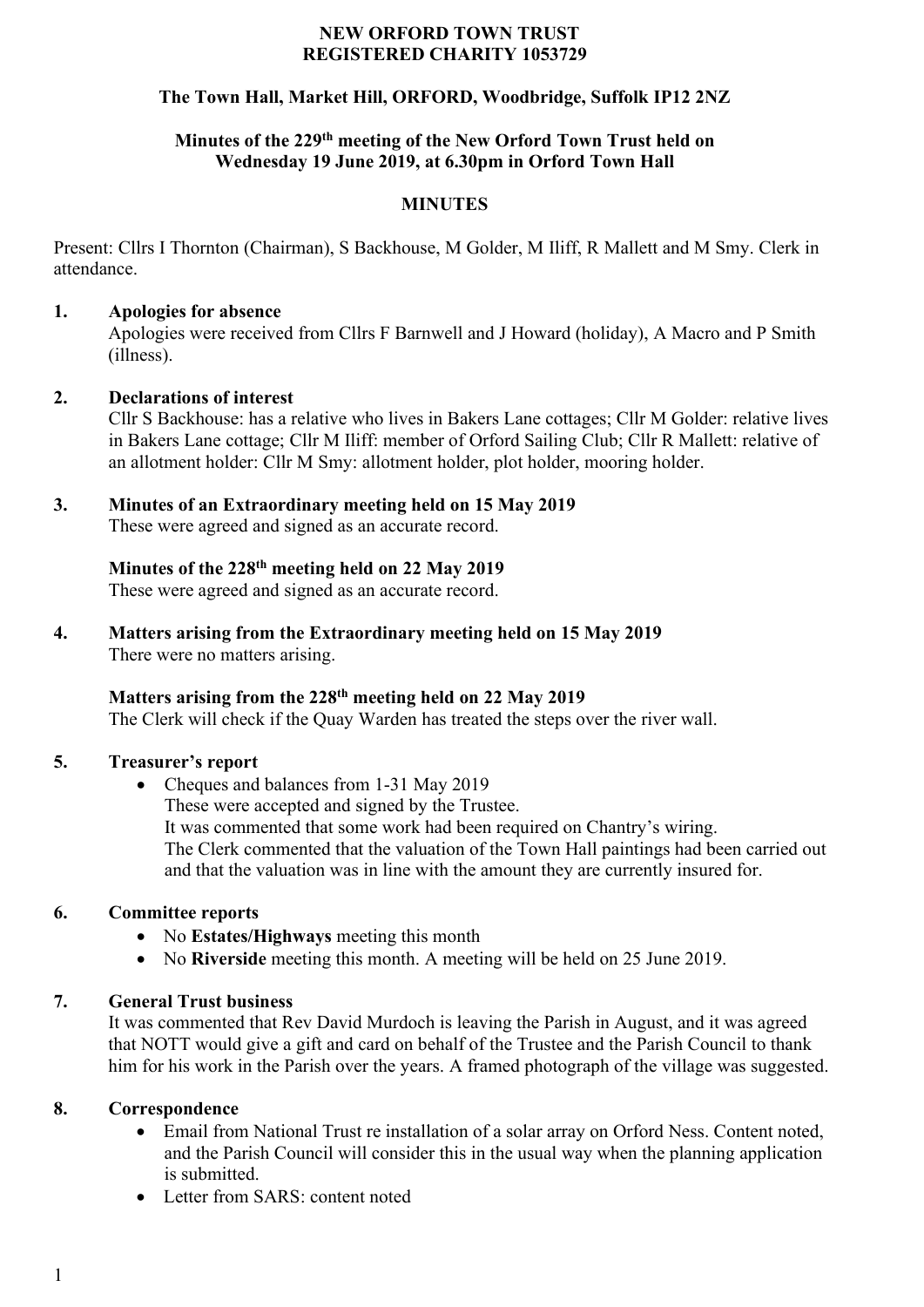**NEW ORFORD TOWN TRUST**
**REGISTERED CHARITY 1053729**

**The Town Hall, Market Hill, ORFORD, Woodbridge, Suffolk IP12 2NZ**

**Minutes of the 229th meeting of the New Orford Town Trust held on Wednesday 19 June 2019, at 6.30pm in Orford Town Hall**

**MINUTES**

Present: Cllrs I Thornton (Chairman), S Backhouse, M Golder, M Iliff, R Mallett and M Smy. Clerk in attendance.

**1. Apologies for absence**
Apologies were received from Cllrs F Barnwell and J Howard (holiday), A Macro and P Smith (illness).

**2. Declarations of interest**
Cllr S Backhouse: has a relative who lives in Bakers Lane cottages; Cllr M Golder: relative lives in Bakers Lane cottage; Cllr M Iliff: member of Orford Sailing Club; Cllr R Mallett: relative of an allotment holder: Cllr M Smy: allotment holder, plot holder, mooring holder.

**3. Minutes of an Extraordinary meeting held on 15 May 2019**
These were agreed and signed as an accurate record.

**Minutes of the 228th meeting held on 22 May 2019**
These were agreed and signed as an accurate record.

**4. Matters arising from the Extraordinary meeting held on 15 May 2019**
There were no matters arising.

**Matters arising from the 228th meeting held on 22 May 2019**
The Clerk will check if the Quay Warden has treated the steps over the river wall.

**5. Treasurer's report**

- Cheques and balances from 1-31 May 2019
  These were accepted and signed by the Trustee.
  It was commented that some work had been required on Chantry's wiring.
  The Clerk commented that the valuation of the Town Hall paintings had been carried out and that the valuation was in line with the amount they are currently insured for.

**6. Committee reports**

- No **Estates/Highways** meeting this month
- No **Riverside** meeting this month. A meeting will be held on 25 June 2019.

**7. General Trust business**
It was commented that Rev David Murdoch is leaving the Parish in August, and it was agreed that NOTT would give a gift and card on behalf of the Trustee and the Parish Council to thank him for his work in the Parish over the years. A framed photograph of the village was suggested.

**8. Correspondence**

- Email from National Trust re installation of a solar array on Orford Ness. Content noted, and the Parish Council will consider this in the usual way when the planning application is submitted.
- Letter from SARS: content noted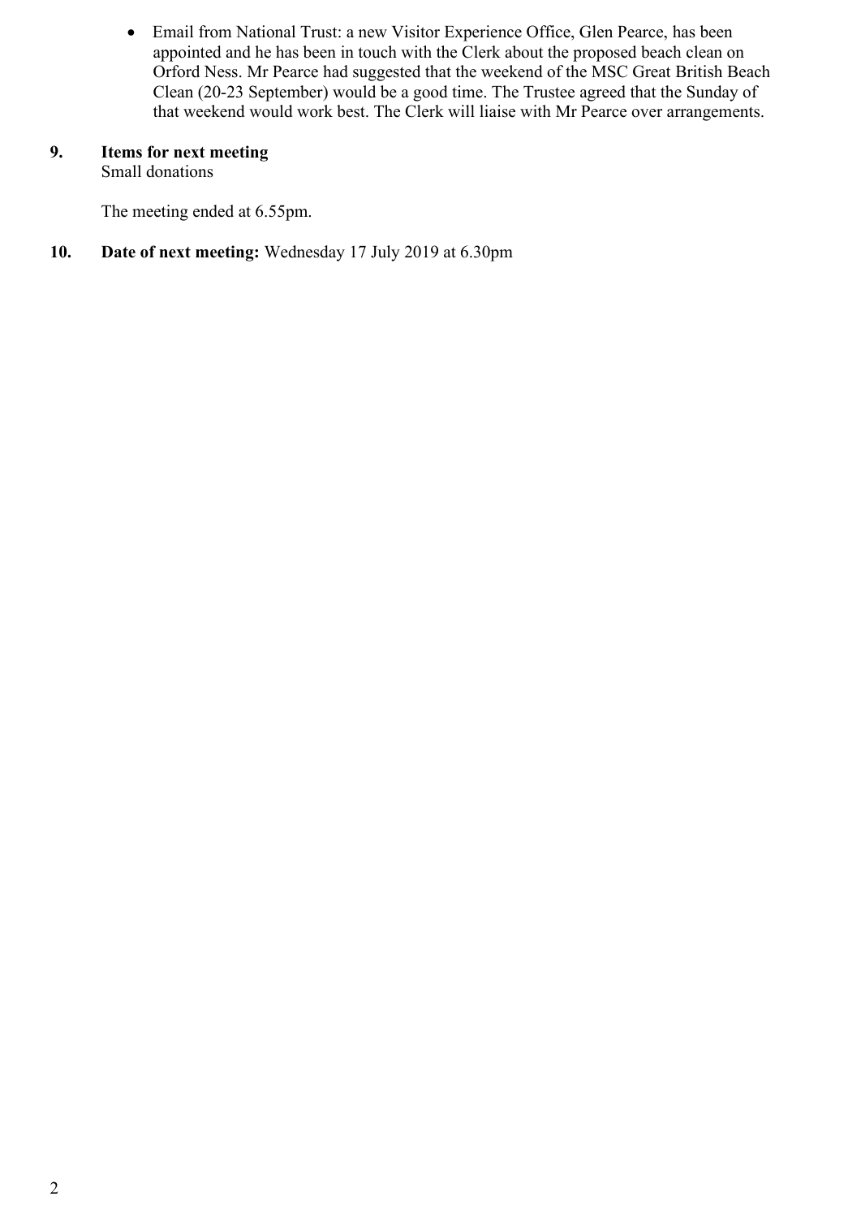- Email from National Trust: a new Visitor Experience Office, Glen Pearce, has been appointed and he has been in touch with the Clerk about the proposed beach clean on Orford Ness. Mr Pearce had suggested that the weekend of the MSC Great British Beach Clean (20-23 September) would be a good time. The Trustee agreed that the Sunday of that weekend would work best. The Clerk will liaise with Mr Pearce over arrangements.

**9. Items for next meeting**
Small donations

The meeting ended at 6.55pm.

**10. Date of next meeting:** Wednesday 17 July 2019 at 6.30pm